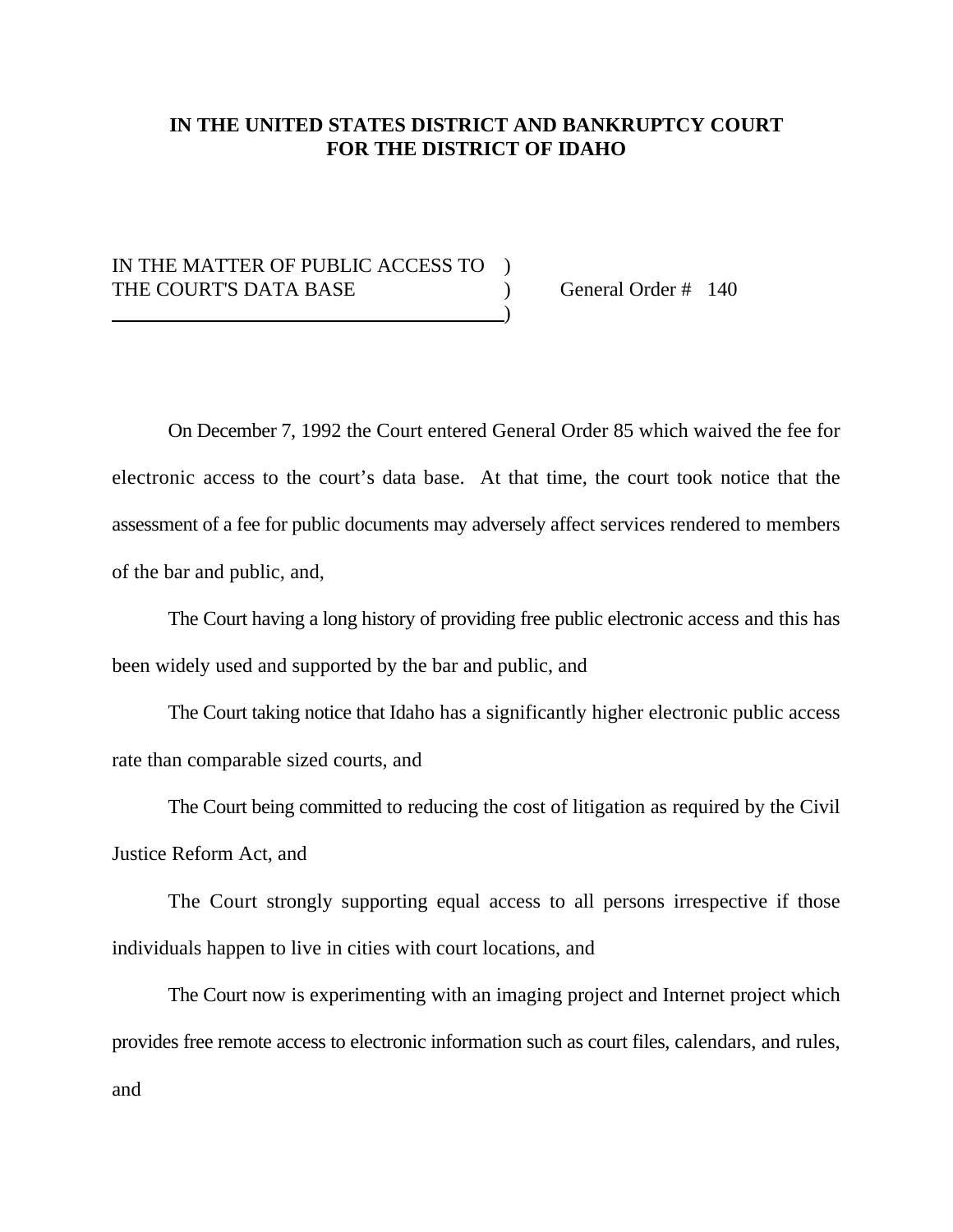**IN THE UNITED STATES DISTRICT AND BANKRUPTCY COURT**
**FOR THE DISTRICT OF IDAHO**

IN THE MATTER OF PUBLIC ACCESS TO )
THE COURT'S DATA BASE ) General Order # 140
)

On December 7, 1992 the Court entered General Order 85 which waived the fee for electronic access to the court's data base. At that time, the court took notice that the assessment of a fee for public documents may adversely affect services rendered to members of the bar and public, and,

The Court having a long history of providing free public electronic access and this has been widely used and supported by the bar and public, and

The Court taking notice that Idaho has a significantly higher electronic public access rate than comparable sized courts, and

The Court being committed to reducing the cost of litigation as required by the Civil Justice Reform Act, and

The Court strongly supporting equal access to all persons irrespective if those individuals happen to live in cities with court locations, and

The Court now is experimenting with an imaging project and Internet project which provides free remote access to electronic information such as court files, calendars, and rules, and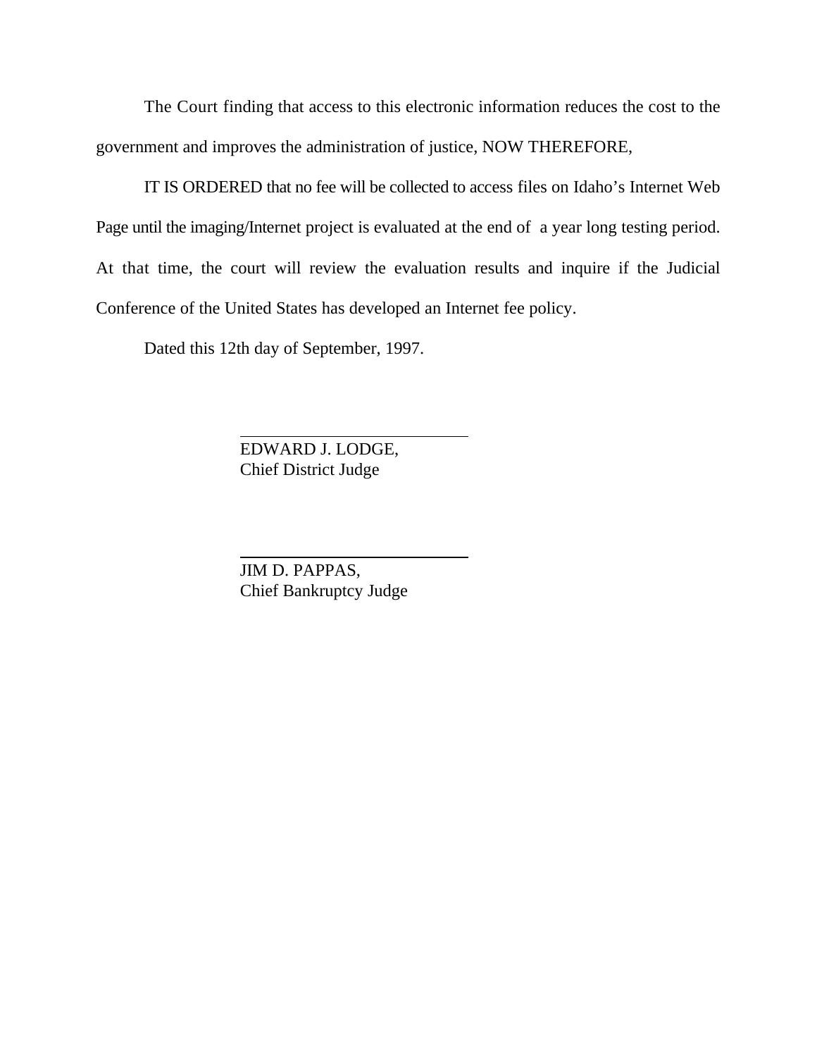The Court finding that access to this electronic information reduces the cost to the government and improves the administration of justice, NOW THEREFORE,

IT IS ORDERED that no fee will be collected to access files on Idaho's Internet Web Page until the imaging/Internet project is evaluated at the end of a year long testing period. At that time, the court will review the evaluation results and inquire if the Judicial Conference of the United States has developed an Internet fee policy.

Dated this 12th day of September, 1997.

EDWARD J. LODGE,
Chief District Judge

JIM D. PAPPAS,
Chief Bankruptcy Judge